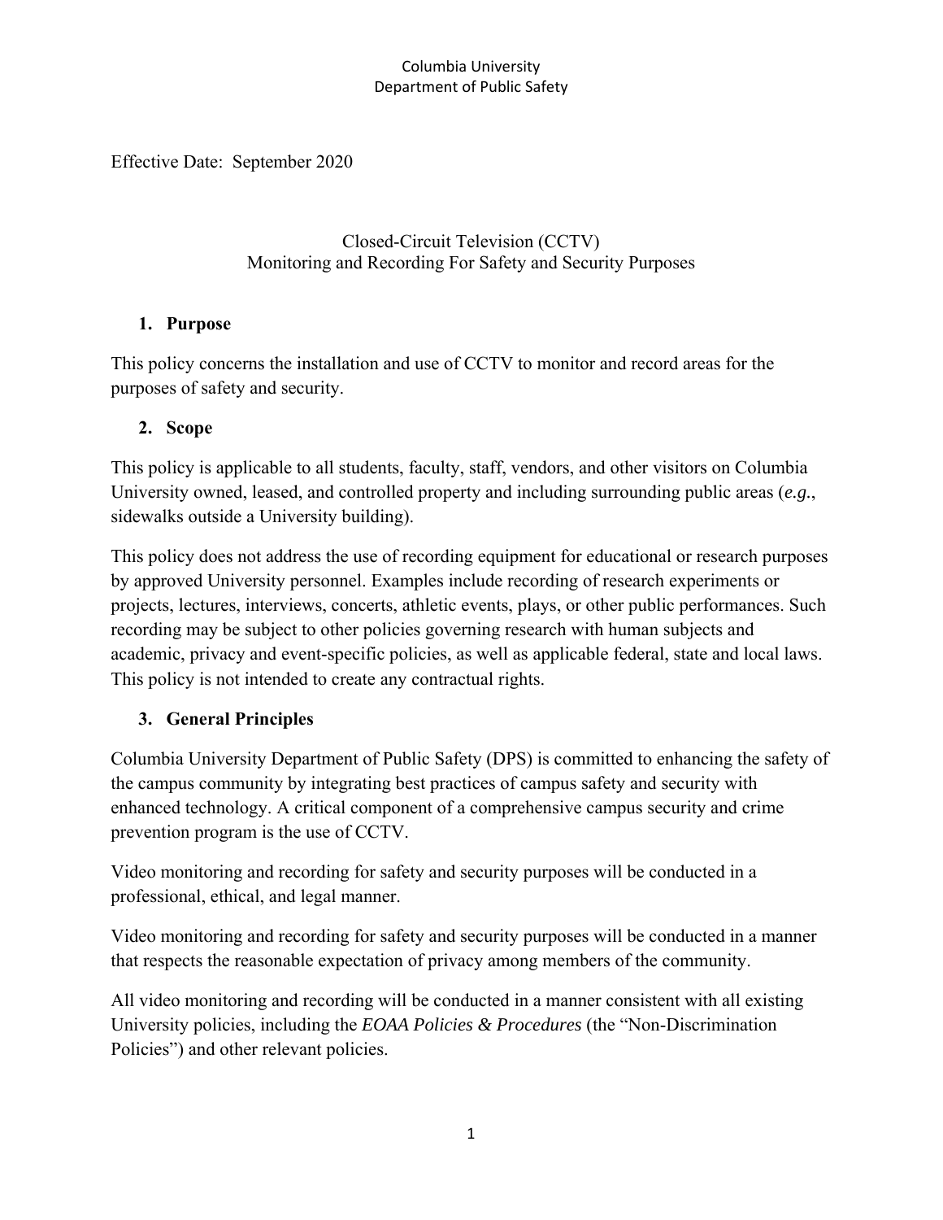Columbia University
Department of Public Safety

Effective Date: September 2020

# Closed-Circuit Television (CCTV)
# Monitoring and Recording For Safety and Security Purposes

## 1. Purpose

This policy concerns the installation and use of CCTV to monitor and record areas for the purposes of safety and security.

## 2. Scope

This policy is applicable to all students, faculty, staff, vendors, and other visitors on Columbia University owned, leased, and controlled property and including surrounding public areas (***e.g.***, sidewalks outside a University building).

This policy does not address the use of recording equipment for educational or research purposes by approved University personnel. Examples include recording of research experiments or projects, lectures, interviews, concerts, athletic events, plays, or other public performances. Such recording may be subject to other policies governing research with human subjects and academic, privacy and event-specific policies, as well as applicable federal, state and local laws. This policy is not intended to create any contractual rights.

## 3. General Principles

Columbia University Department of Public Safety (DPS) is committed to enhancing the safety of the campus community by integrating best practices of campus safety and security with enhanced technology. A critical component of a comprehensive campus security and crime prevention program is the use of CCTV.

Video monitoring and recording for safety and security purposes will be conducted in a professional, ethical, and legal manner.

Video monitoring and recording for safety and security purposes will be conducted in a manner that respects the reasonable expectation of privacy among members of the community.

All video monitoring and recording will be conducted in a manner consistent with all existing University policies, including the *EOAA Policies & Procedures* (the "Non-Discrimination Policies") and other relevant policies.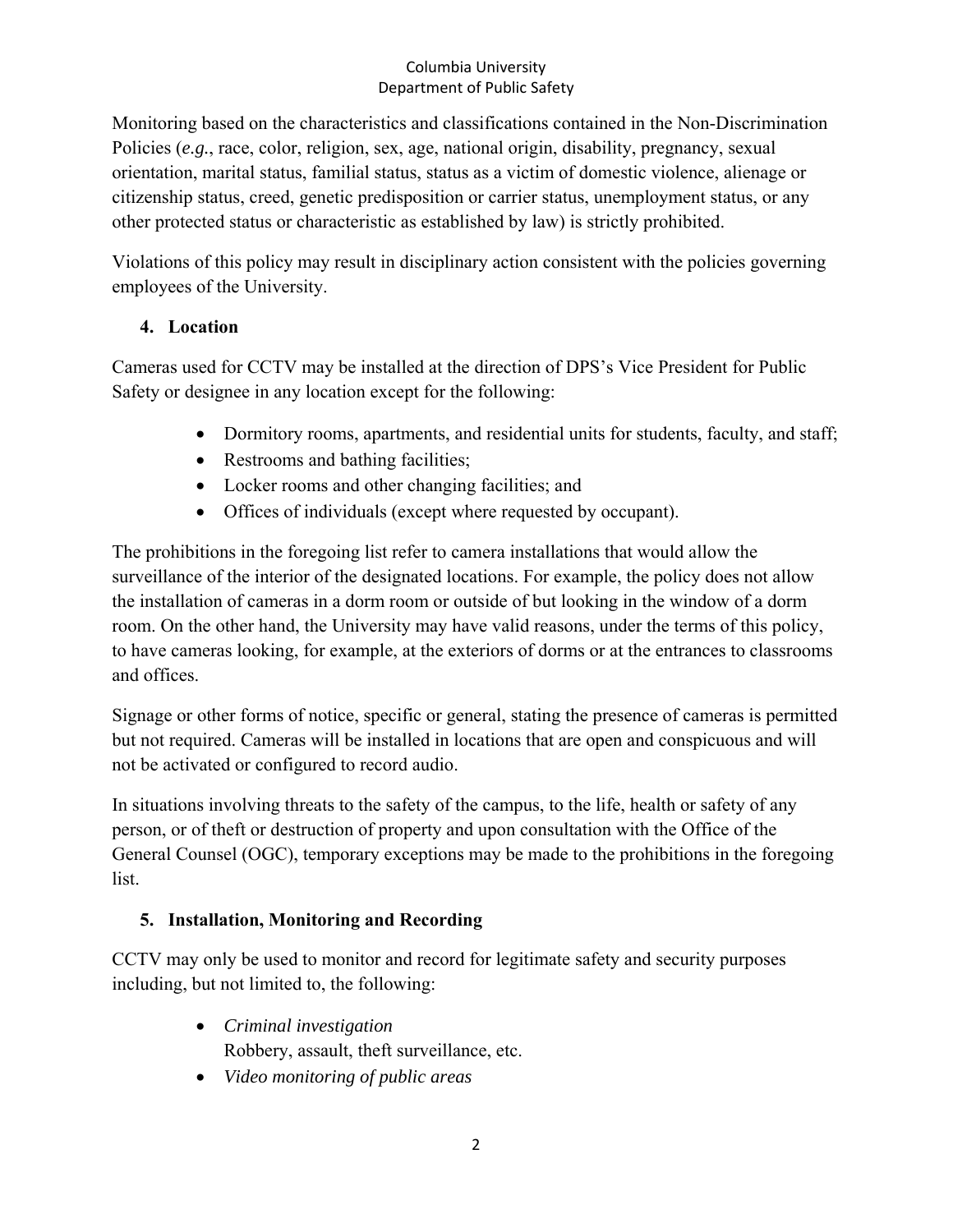Monitoring based on the characteristics and classifications contained in the Non-Discrimination Policies (*e.g.*, race, color, religion, sex, age, national origin, disability, pregnancy, sexual orientation, marital status, familial status, status as a victim of domestic violence, alienage or citizenship status, creed, genetic predisposition or carrier status, unemployment status, or any other protected status or characteristic as established by law) is strictly prohibited.

Violations of this policy may result in disciplinary action consistent with the policies governing employees of the University.

## 4. Location

Cameras used for CCTV may be installed at the direction of DPS's Vice President for Public Safety or designee in any location except for the following:

- Dormitory rooms, apartments, and residential units for students, faculty, and staff;
- Restrooms and bathing facilities;
- Locker rooms and other changing facilities; and
- Offices of individuals (except where requested by occupant).

The prohibitions in the foregoing list refer to camera installations that would allow the surveillance of the interior of the designated locations. For example, the policy does not allow the installation of cameras in a dorm room or outside of but looking in the window of a dorm room. On the other hand, the University may have valid reasons, under the terms of this policy, to have cameras looking, for example, at the exteriors of dorms or at the entrances to classrooms and offices.

Signage or other forms of notice, specific or general, stating the presence of cameras is permitted but not required. Cameras will be installed in locations that are open and conspicuous and will not be activated or configured to record audio.

In situations involving threats to the safety of the campus, to the life, health or safety of any person, or of theft or destruction of property and upon consultation with the Office of the General Counsel (OGC), temporary exceptions may be made to the prohibitions in the foregoing list.

## 5. Installation, Monitoring and Recording

CCTV may only be used to monitor and record for legitimate safety and security purposes including, but not limited to, the following:

- *Criminal investigation*
  Robbery, assault, theft surveillance, etc.
- *Video monitoring of public areas*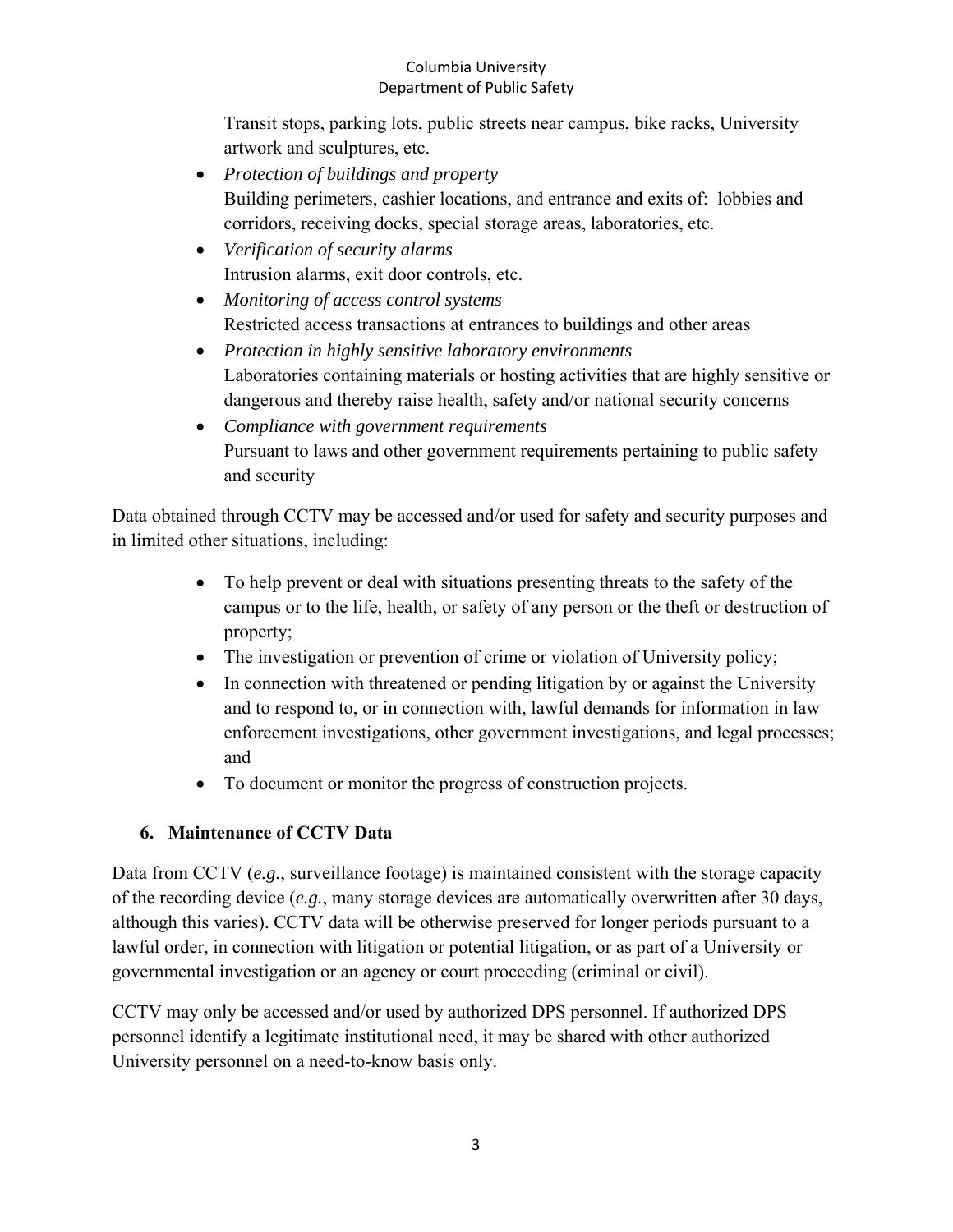Transit stops, parking lots, public streets near campus, bike racks, University artwork and sculptures, etc.

- *Protection of buildings and property*
  Building perimeters, cashier locations, and entrance and exits of: lobbies and corridors, receiving docks, special storage areas, laboratories, etc.
- *Verification of security alarms*
  Intrusion alarms, exit door controls, etc.
- *Monitoring of access control systems*
  Restricted access transactions at entrances to buildings and other areas
- *Protection in highly sensitive laboratory environments*
  Laboratories containing materials or hosting activities that are highly sensitive or dangerous and thereby raise health, safety and/or national security concerns
- *Compliance with government requirements*
  Pursuant to laws and other government requirements pertaining to public safety and security

Data obtained through CCTV may be accessed and/or used for safety and security purposes and in limited other situations, including:

- To help prevent or deal with situations presenting threats to the safety of the campus or to the life, health, or safety of any person or the theft or destruction of property;
- The investigation or prevention of crime or violation of University policy;
- In connection with threatened or pending litigation by or against the University and to respond to, or in connection with, lawful demands for information in law enforcement investigations, other government investigations, and legal processes; and
- To document or monitor the progress of construction projects.

## 6. Maintenance of CCTV Data

Data from CCTV (*e.g.*, surveillance footage) is maintained consistent with the storage capacity of the recording device (*e.g.*, many storage devices are automatically overwritten after 30 days, although this varies). CCTV data will be otherwise preserved for longer periods pursuant to a lawful order, in connection with litigation or potential litigation, or as part of a University or governmental investigation or an agency or court proceeding (criminal or civil).

CCTV may only be accessed and/or used by authorized DPS personnel. If authorized DPS personnel identify a legitimate institutional need, it may be shared with other authorized University personnel on a need-to-know basis only.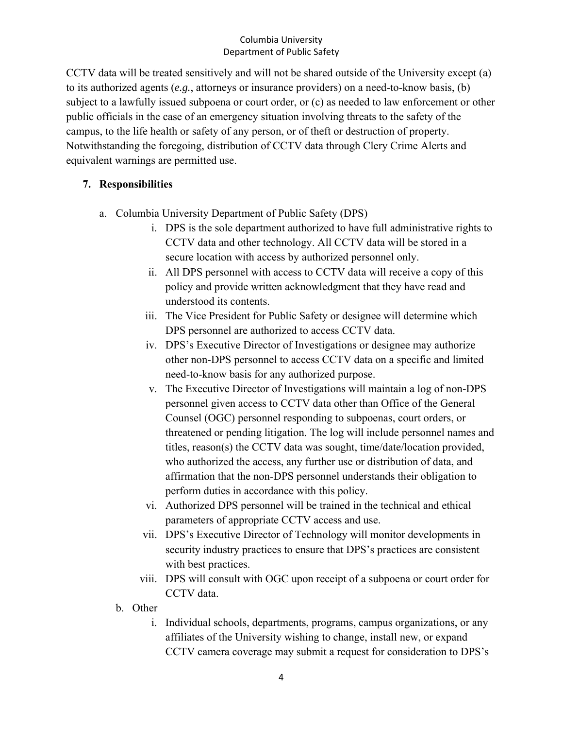CCTV data will be treated sensitively and will not be shared outside of the University except (a) to its authorized agents (*e.g.*, attorneys or insurance providers) on a need-to-know basis, (b) subject to a lawfully issued subpoena or court order, or (c) as needed to law enforcement or other public officials in the case of an emergency situation involving threats to the safety of the campus, to the life health or safety of any person, or of theft or destruction of property. Notwithstanding the foregoing, distribution of CCTV data through Clery Crime Alerts and equivalent warnings are permitted use.

## 7. Responsibilities

a. Columbia University Department of Public Safety (DPS)
   i. DPS is the sole department authorized to have full administrative rights to CCTV data and other technology. All CCTV data will be stored in a secure location with access by authorized personnel only.
   ii. All DPS personnel with access to CCTV data will receive a copy of this policy and provide written acknowledgment that they have read and understood its contents.
   iii. The Vice President for Public Safety or designee will determine which DPS personnel are authorized to access CCTV data.
   iv. DPS's Executive Director of Investigations or designee may authorize other non-DPS personnel to access CCTV data on a specific and limited need-to-know basis for any authorized purpose.
   v. The Executive Director of Investigations will maintain a log of non-DPS personnel given access to CCTV data other than Office of the General Counsel (OGC) personnel responding to subpoenas, court orders, or threatened or pending litigation. The log will include personnel names and titles, reason(s) the CCTV data was sought, time/date/location provided, who authorized the access, any further use or distribution of data, and affirmation that the non-DPS personnel understands their obligation to perform duties in accordance with this policy.
   vi. Authorized DPS personnel will be trained in the technical and ethical parameters of appropriate CCTV access and use.
   vii. DPS's Executive Director of Technology will monitor developments in security industry practices to ensure that DPS's practices are consistent with best practices.
   viii. DPS will consult with OGC upon receipt of a subpoena or court order for CCTV data.

b. Other
   i. Individual schools, departments, programs, campus organizations, or any affiliates of the University wishing to change, install new, or expand CCTV camera coverage may submit a request for consideration to DPS's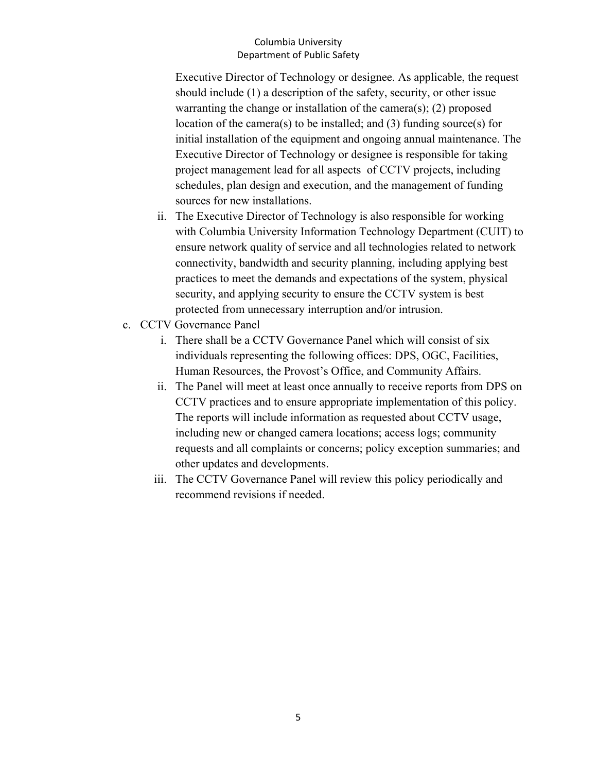Executive Director of Technology or designee. As applicable, the request should include (1) a description of the safety, security, or other issue warranting the change or installation of the camera(s); (2) proposed location of the camera(s) to be installed; and (3) funding source(s) for initial installation of the equipment and ongoing annual maintenance. The Executive Director of Technology or designee is responsible for taking project management lead for all aspects of CCTV projects, including schedules, plan design and execution, and the management of funding sources for new installations.

ii. The Executive Director of Technology is also responsible for working with Columbia University Information Technology Department (CUIT) to ensure network quality of service and all technologies related to network connectivity, bandwidth and security planning, including applying best practices to meet the demands and expectations of the system, physical security, and applying security to ensure the CCTV system is best protected from unnecessary interruption and/or intrusion.

c. CCTV Governance Panel

i. There shall be a CCTV Governance Panel which will consist of six individuals representing the following offices: DPS, OGC, Facilities, Human Resources, the Provost's Office, and Community Affairs.

ii. The Panel will meet at least once annually to receive reports from DPS on CCTV practices and to ensure appropriate implementation of this policy. The reports will include information as requested about CCTV usage, including new or changed camera locations; access logs; community requests and all complaints or concerns; policy exception summaries; and other updates and developments.

iii. The CCTV Governance Panel will review this policy periodically and recommend revisions if needed.